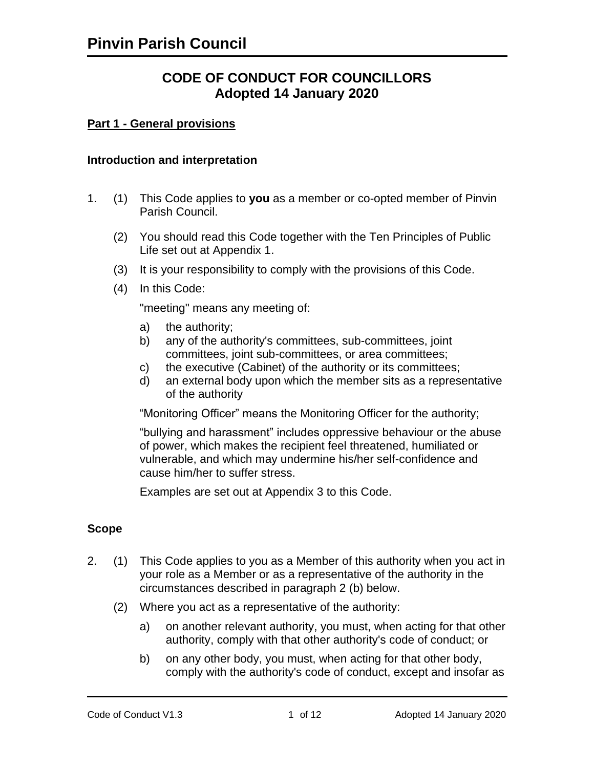# Pinvin Parish Council

## CODE OF CONDUCT FOR COUNCILLORS
## Adopted 14 January 2020

**Part 1 - General provisions**

### Introduction and interpretation

1. (1) This Code applies to **you** as a member or co-opted member of Pinvin Parish Council.

   (2) You should read this Code together with the Ten Principles of Public Life set out at Appendix 1.

   (3) It is your responsibility to comply with the provisions of this Code.

   (4) In this Code:

   "meeting" means any meeting of:

   a) the authority;
   b) any of the authority's committees, sub-committees, joint committees, joint sub-committees, or area committees;
   c) the executive (Cabinet) of the authority or its committees;
   d) an external body upon which the member sits as a representative of the authority

   "Monitoring Officer" means the Monitoring Officer for the authority;

   "bullying and harassment" includes oppressive behaviour or the abuse of power, which makes the recipient feel threatened, humiliated or vulnerable, and which may undermine his/her self-confidence and cause him/her to suffer stress.

   Examples are set out at Appendix 3 to this Code.

### Scope

2. (1) This Code applies to you as a Member of this authority when you act in your role as a Member or as a representative of the authority in the circumstances described in paragraph 2 (b) below.

   (2) Where you act as a representative of the authority:

   a) on another relevant authority, you must, when acting for that other authority, comply with that other authority's code of conduct; or

   b) on any other body, you must, when acting for that other body, comply with the authority's code of conduct, except and insofar as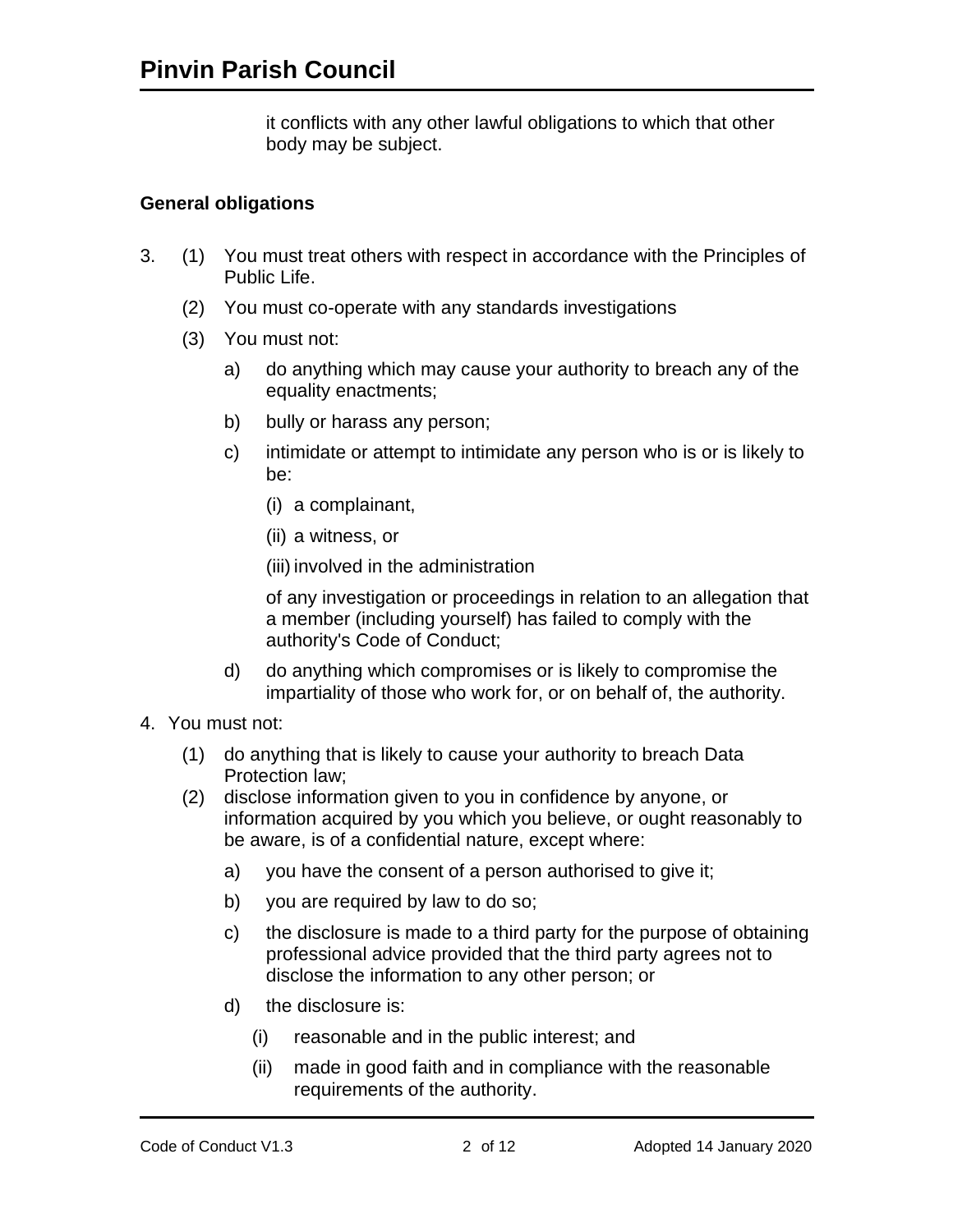it conflicts with any other lawful obligations to which that other body may be subject.

**General obligations**

3. (1) You must treat others with respect in accordance with the Principles of Public Life.

   (2) You must co-operate with any standards investigations

   (3) You must not:

   a) do anything which may cause your authority to breach any of the equality enactments;

   b) bully or harass any person;

   c) intimidate or attempt to intimidate any person who is or is likely to be:

      (i) a complainant,

      (ii) a witness, or

      (iii) involved in the administration

      of any investigation or proceedings in relation to an allegation that a member (including yourself) has failed to comply with the authority's Code of Conduct;

   d) do anything which compromises or is likely to compromise the impartiality of those who work for, or on behalf of, the authority.

4. You must not:

   (1) do anything that is likely to cause your authority to breach Data Protection law;

   (2) disclose information given to you in confidence by anyone, or information acquired by you which you believe, or ought reasonably to be aware, is of a confidential nature, except where:

   a) you have the consent of a person authorised to give it;

   b) you are required by law to do so;

   c) the disclosure is made to a third party for the purpose of obtaining professional advice provided that the third party agrees not to disclose the information to any other person; or

   d) the disclosure is:

      (i) reasonable and in the public interest; and

      (ii) made in good faith and in compliance with the reasonable requirements of the authority.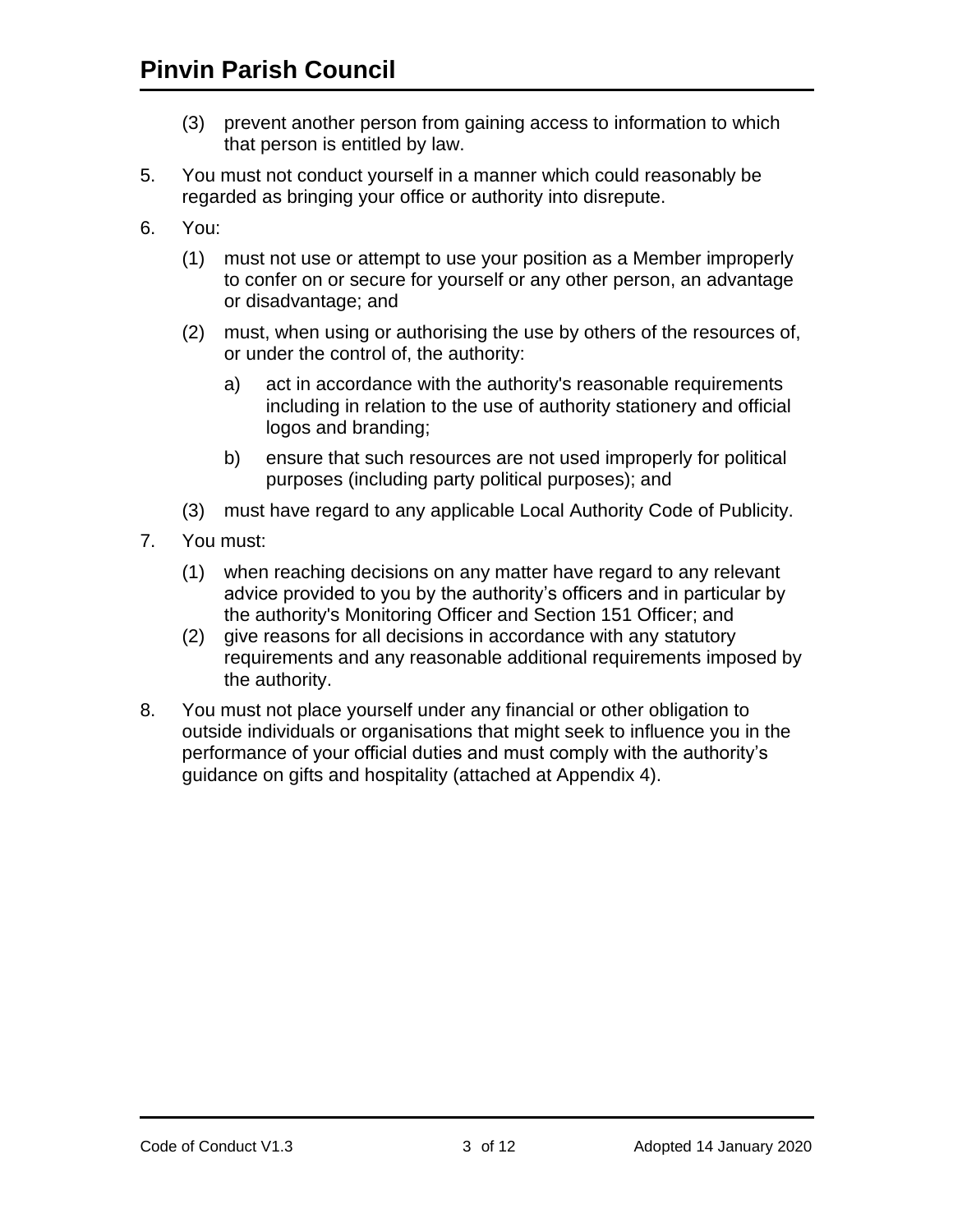(3) prevent another person from gaining access to information to which that person is entitled by law.

5. You must not conduct yourself in a manner which could reasonably be regarded as bringing your office or authority into disrepute.

6. You:

   (1) must not use or attempt to use your position as a Member improperly to confer on or secure for yourself or any other person, an advantage or disadvantage; and

   (2) must, when using or authorising the use by others of the resources of, or under the control of, the authority:

      a) act in accordance with the authority's reasonable requirements including in relation to the use of authority stationery and official logos and branding;

      b) ensure that such resources are not used improperly for political purposes (including party political purposes); and

   (3) must have regard to any applicable Local Authority Code of Publicity.

7. You must:

   (1) when reaching decisions on any matter have regard to any relevant advice provided to you by the authority's officers and in particular by the authority's Monitoring Officer and Section 151 Officer; and

   (2) give reasons for all decisions in accordance with any statutory requirements and any reasonable additional requirements imposed by the authority.

8. You must not place yourself under any financial or other obligation to outside individuals or organisations that might seek to influence you in the performance of your official duties and must comply with the authority's guidance on gifts and hospitality (attached at Appendix 4).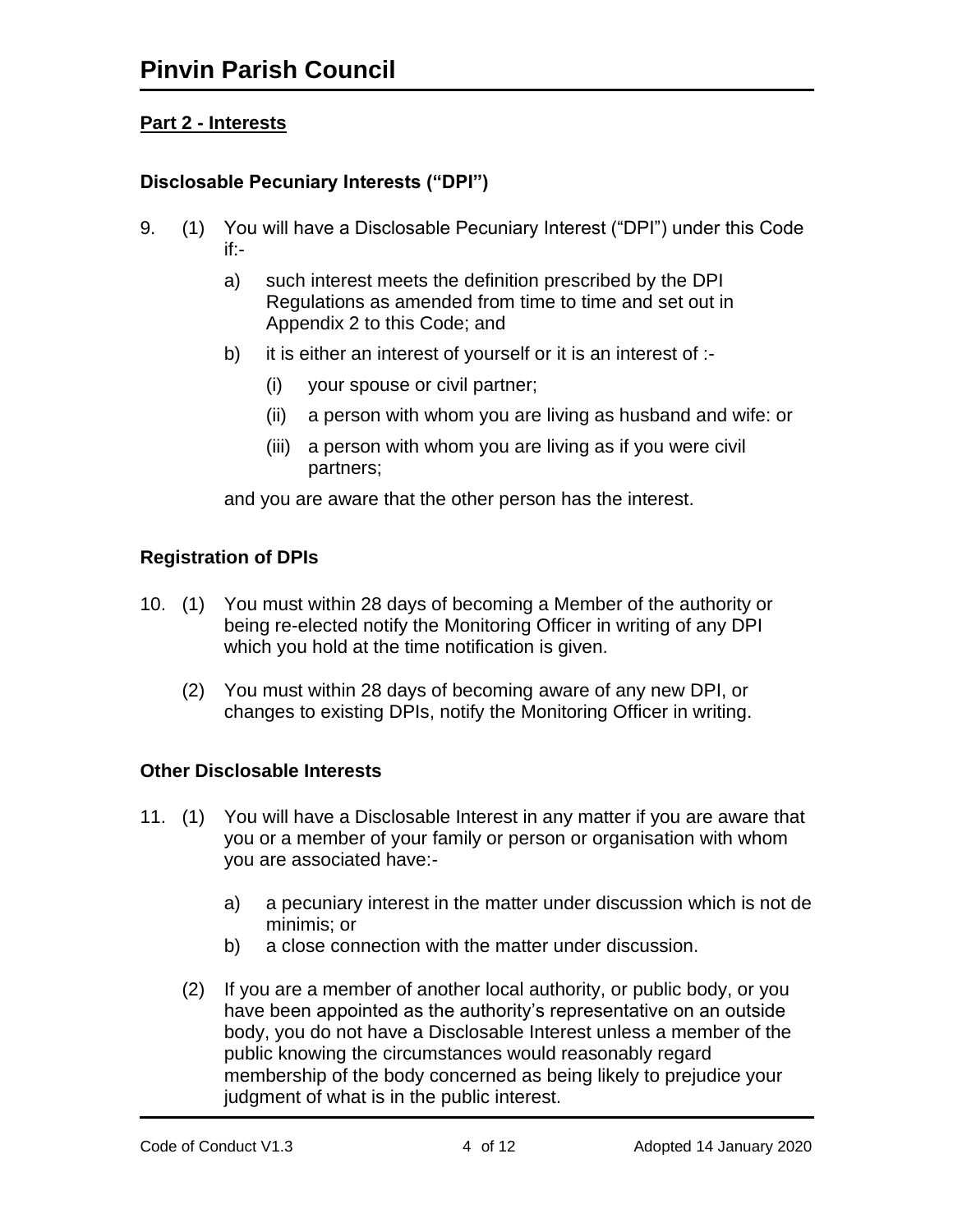## Part 2 - Interests

### Disclosable Pecuniary Interests ("DPI")

9. (1) You will have a Disclosable Pecuniary Interest ("DPI") under this Code if:-

    a) such interest meets the definition prescribed by the DPI Regulations as amended from time to time and set out in Appendix 2 to this Code; and

    b) it is either an interest of yourself or it is an interest of :-

        (i) your spouse or civil partner;

        (ii) a person with whom you are living as husband and wife: or

        (iii) a person with whom you are living as if you were civil partners;

    and you are aware that the other person has the interest.

### Registration of DPIs

10. (1) You must within 28 days of becoming a Member of the authority or being re-elected notify the Monitoring Officer in writing of any DPI which you hold at the time notification is given.

    (2) You must within 28 days of becoming aware of any new DPI, or changes to existing DPIs, notify the Monitoring Officer in writing.

### Other Disclosable Interests

11. (1) You will have a Disclosable Interest in any matter if you are aware that you or a member of your family or person or organisation with whom you are associated have:-

    a) a pecuniary interest in the matter under discussion which is not de minimis; or
    b) a close connection with the matter under discussion.

    (2) If you are a member of another local authority, or public body, or you have been appointed as the authority's representative on an outside body, you do not have a Disclosable Interest unless a member of the public knowing the circumstances would reasonably regard membership of the body concerned as being likely to prejudice your judgment of what is in the public interest.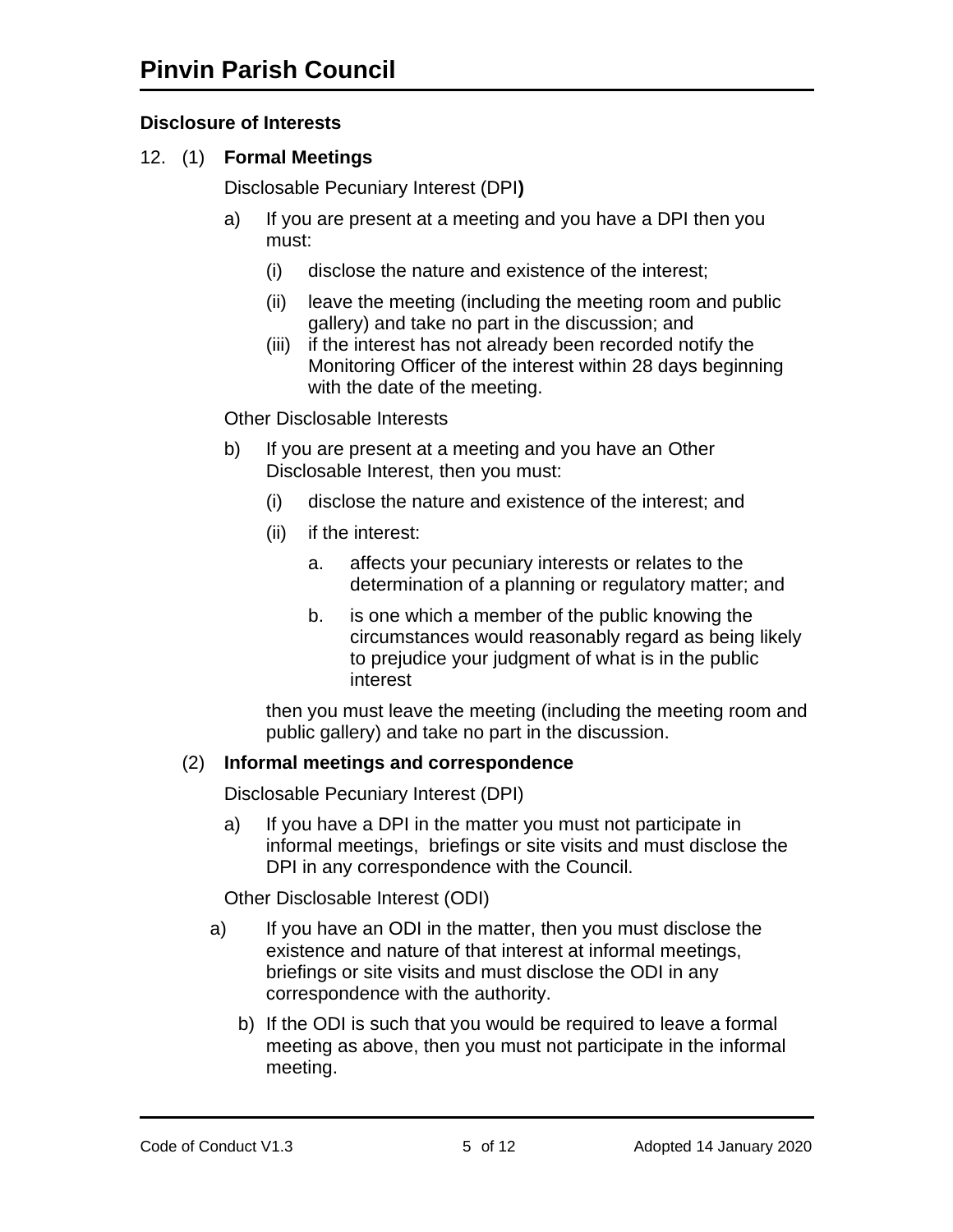**Disclosure of Interests**

12. (1) **Formal Meetings**

Disclosable Pecuniary Interest (DPI**)**

a) If you are present at a meeting and you have a DPI then you must:

   (i) disclose the nature and existence of the interest;

   (ii) leave the meeting (including the meeting room and public gallery) and take no part in the discussion; and

   (iii) if the interest has not already been recorded notify the Monitoring Officer of the interest within 28 days beginning with the date of the meeting.

Other Disclosable Interests

b) If you are present at a meeting and you have an Other Disclosable Interest, then you must:

   (i) disclose the nature and existence of the interest; and

   (ii) if the interest:

      a. affects your pecuniary interests or relates to the determination of a planning or regulatory matter; and

      b. is one which a member of the public knowing the circumstances would reasonably regard as being likely to prejudice your judgment of what is in the public interest

   then you must leave the meeting (including the meeting room and public gallery) and take no part in the discussion.

(2) **Informal meetings and correspondence**

Disclosable Pecuniary Interest (DPI)

a) If you have a DPI in the matter you must not participate in informal meetings, briefings or site visits and must disclose the DPI in any correspondence with the Council.

Other Disclosable Interest (ODI)

a) If you have an ODI in the matter, then you must disclose the existence and nature of that interest at informal meetings, briefings or site visits and must disclose the ODI in any correspondence with the authority.

b) If the ODI is such that you would be required to leave a formal meeting as above, then you must not participate in the informal meeting.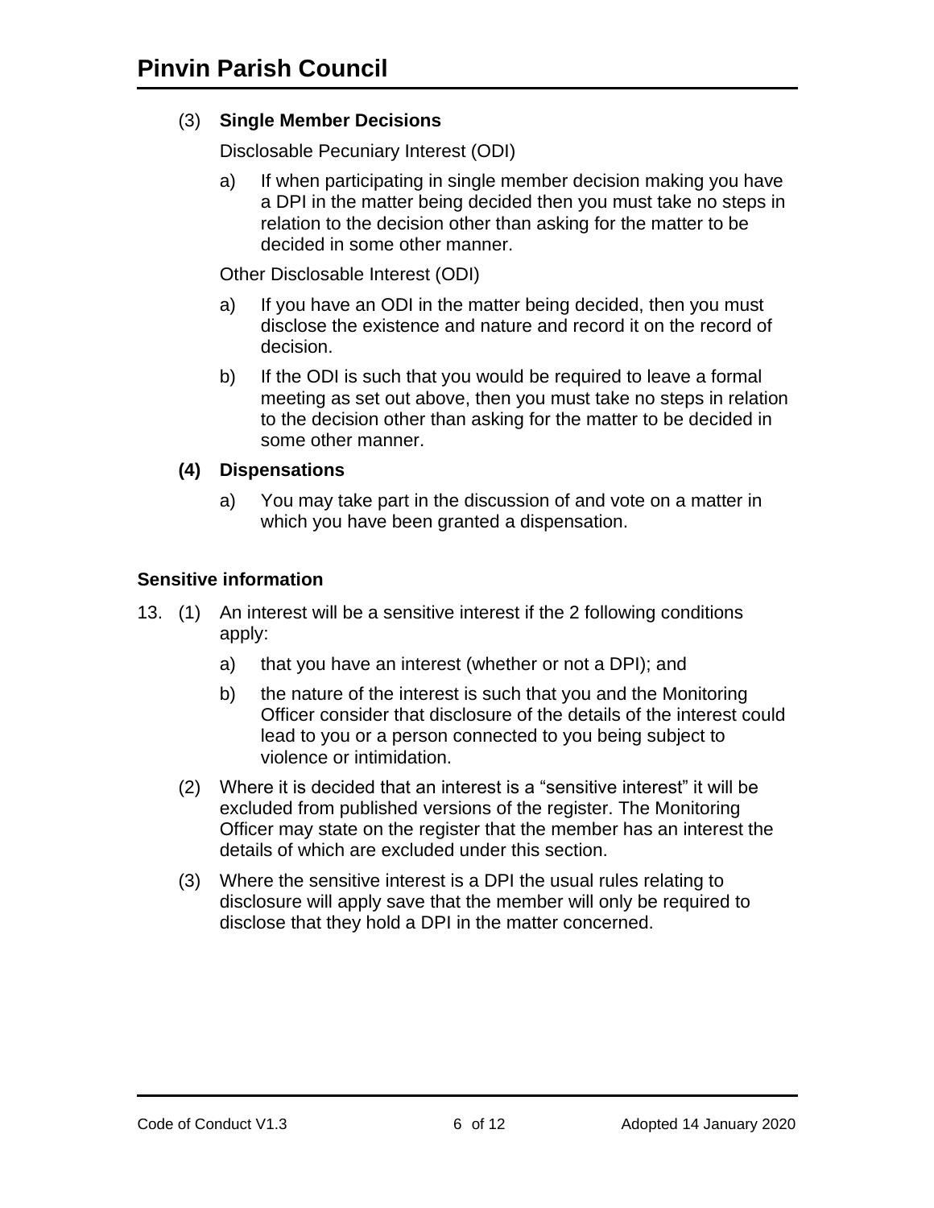(3) **Single Member Decisions**

Disclosable Pecuniary Interest (ODI)

a) If when participating in single member decision making you have a DPI in the matter being decided then you must take no steps in relation to the decision other than asking for the matter to be decided in some other manner.

Other Disclosable Interest (ODI)

a) If you have an ODI in the matter being decided, then you must disclose the existence and nature and record it on the record of decision.

b) If the ODI is such that you would be required to leave a formal meeting as set out above, then you must take no steps in relation to the decision other than asking for the matter to be decided in some other manner.

**(4) Dispensations**

a) You may take part in the discussion of and vote on a matter in which you have been granted a dispensation.

### Sensitive information

13. (1) An interest will be a sensitive interest if the 2 following conditions apply:

    a) that you have an interest (whether or not a DPI); and

    b) the nature of the interest is such that you and the Monitoring Officer consider that disclosure of the details of the interest could lead to you or a person connected to you being subject to violence or intimidation.

(2) Where it is decided that an interest is a “sensitive interest” it will be excluded from published versions of the register. The Monitoring Officer may state on the register that the member has an interest the details of which are excluded under this section.

(3) Where the sensitive interest is a DPI the usual rules relating to disclosure will apply save that the member will only be required to disclose that they hold a DPI in the matter concerned.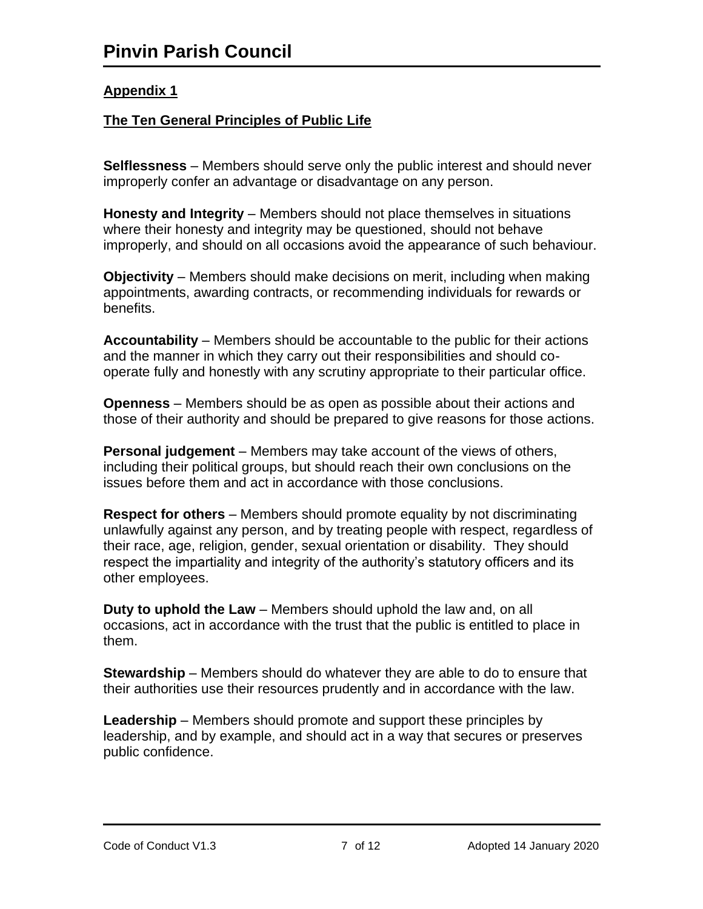# Pinvin Parish Council

**Appendix 1**

**The Ten General Principles of Public Life**

**Selflessness** – Members should serve only the public interest and should never improperly confer an advantage or disadvantage on any person.

**Honesty and Integrity** – Members should not place themselves in situations where their honesty and integrity may be questioned, should not behave improperly, and should on all occasions avoid the appearance of such behaviour.

**Objectivity** – Members should make decisions on merit, including when making appointments, awarding contracts, or recommending individuals for rewards or benefits.

**Accountability** – Members should be accountable to the public for their actions and the manner in which they carry out their responsibilities and should co-operate fully and honestly with any scrutiny appropriate to their particular office.

**Openness** – Members should be as open as possible about their actions and those of their authority and should be prepared to give reasons for those actions.

**Personal judgement** – Members may take account of the views of others, including their political groups, but should reach their own conclusions on the issues before them and act in accordance with those conclusions.

**Respect for others** – Members should promote equality by not discriminating unlawfully against any person, and by treating people with respect, regardless of their race, age, religion, gender, sexual orientation or disability. They should respect the impartiality and integrity of the authority's statutory officers and its other employees.

**Duty to uphold the Law** – Members should uphold the law and, on all occasions, act in accordance with the trust that the public is entitled to place in them.

**Stewardship** – Members should do whatever they are able to do to ensure that their authorities use their resources prudently and in accordance with the law.

**Leadership** – Members should promote and support these principles by leadership, and by example, and should act in a way that secures or preserves public confidence.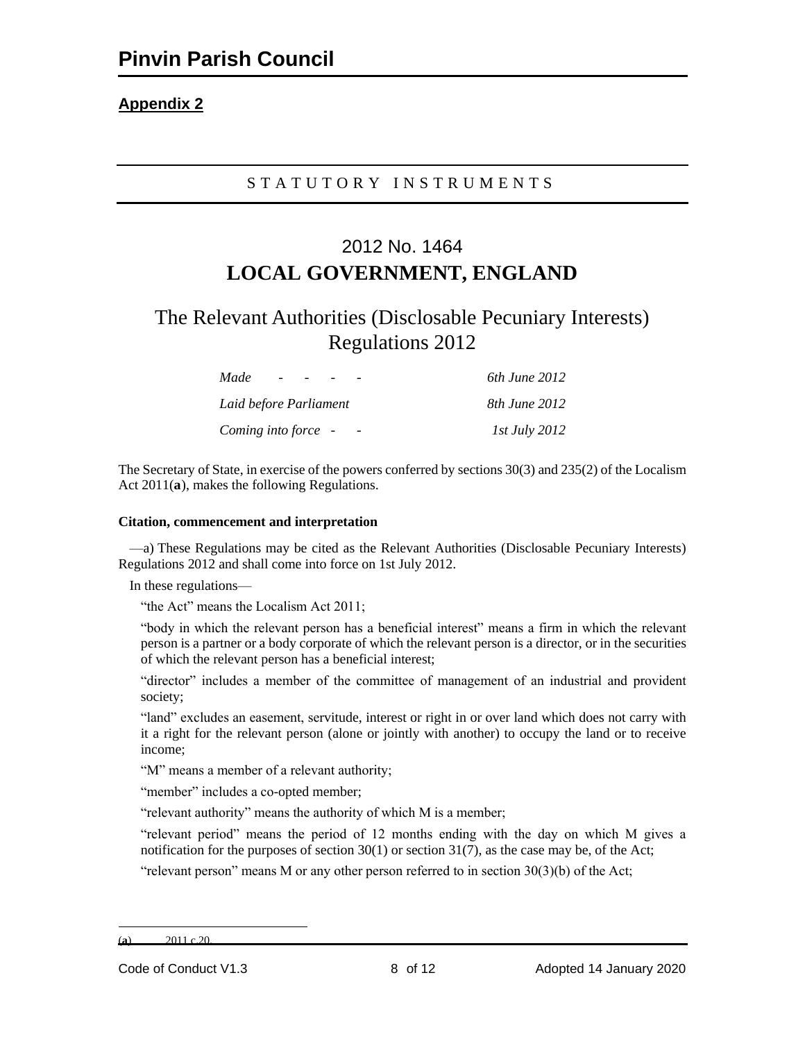# Pinvin Parish Council

**Appendix 2**

STATUTORY INSTRUMENTS

## 2012 No. 1464
## LOCAL GOVERNMENT, ENGLAND

## The Relevant Authorities (Disclosable Pecuniary Interests) Regulations 2012

| | |
|---|---|
| *Made - - - -* | *6th June 2012* |
| *Laid before Parliament* | *8th June 2012* |
| *Coming into force - -* | *1st July 2012* |

The Secretary of State, in exercise of the powers conferred by sections 30(3) and 235(2) of the Localism Act 2011(**a**), makes the following Regulations.

**Citation, commencement and interpretation**

—a) These Regulations may be cited as the Relevant Authorities (Disclosable Pecuniary Interests) Regulations 2012 and shall come into force on 1st July 2012.

In these regulations—

"the Act" means the Localism Act 2011;

"body in which the relevant person has a beneficial interest" means a firm in which the relevant person is a partner or a body corporate of which the relevant person is a director, or in the securities of which the relevant person has a beneficial interest;

"director" includes a member of the committee of management of an industrial and provident society;

"land" excludes an easement, servitude, interest or right in or over land which does not carry with it a right for the relevant person (alone or jointly with another) to occupy the land or to receive income;

"M" means a member of a relevant authority;

"member" includes a co-opted member;

"relevant authority" means the authority of which M is a member;

"relevant period" means the period of 12 months ending with the day on which M gives a notification for the purposes of section 30(1) or section 31(7), as the case may be, of the Act;

"relevant person" means M or any other person referred to in section 30(3)(b) of the Act;

(**a**) 2011 c.20.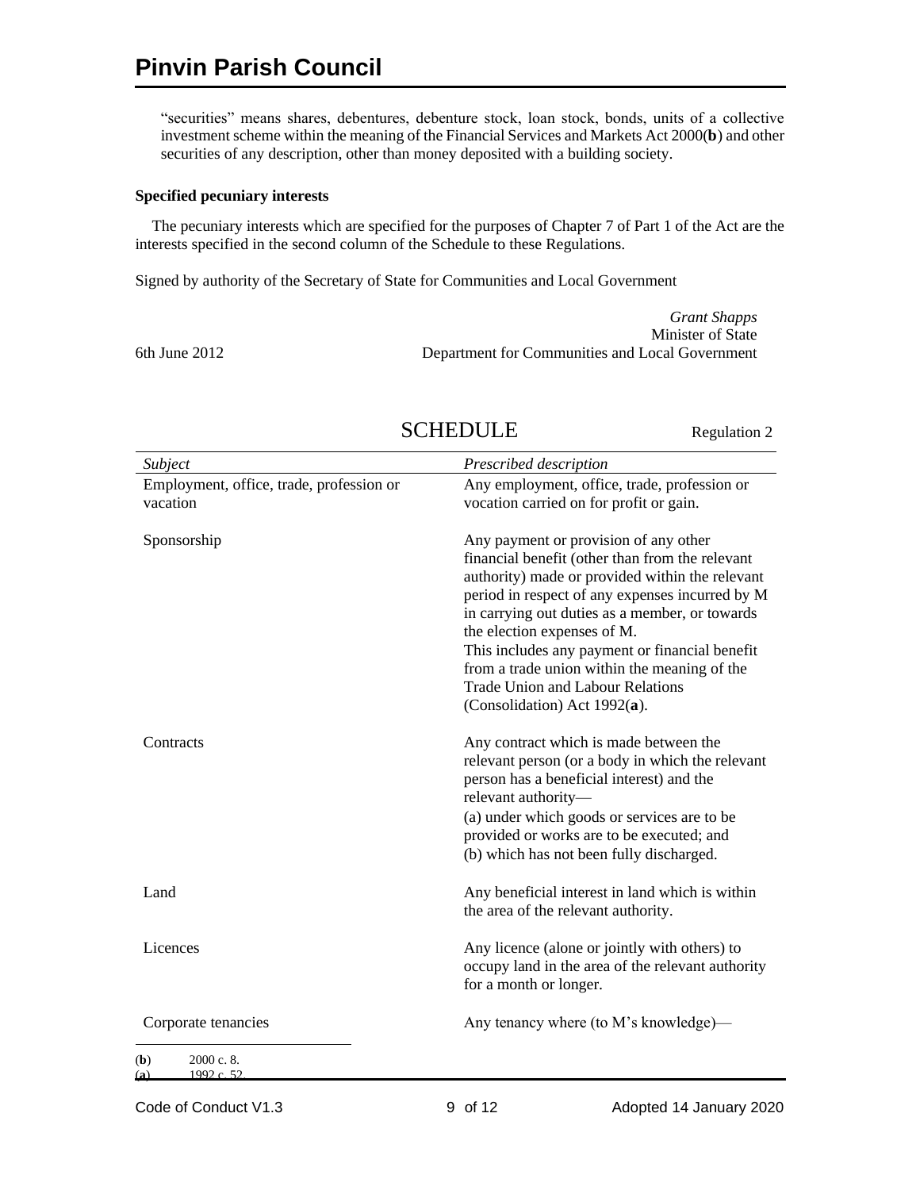"securities" means shares, debentures, debenture stock, loan stock, bonds, units of a collective investment scheme within the meaning of the Financial Services and Markets Act 2000(**b**) and other securities of any description, other than money deposited with a building society.

**Specified pecuniary interests**

The pecuniary interests which are specified for the purposes of Chapter 7 of Part 1 of the Act are the interests specified in the second column of the Schedule to these Regulations.

Signed by authority of the Secretary of State for Communities and Local Government

*Grant Shapps*
Minister of State
Department for Communities and Local Government

6th June 2012

## SCHEDULE

Regulation 2

| *Subject* | *Prescribed description* |
|---|---|
| Employment, office, trade, profession or vacation | Any employment, office, trade, profession or vocation carried on for profit or gain. |
| Sponsorship | Any payment or provision of any other financial benefit (other than from the relevant authority) made or provided within the relevant period in respect of any expenses incurred by M in carrying out duties as a member, or towards the election expenses of M. This includes any payment or financial benefit from a trade union within the meaning of the Trade Union and Labour Relations (Consolidation) Act 1992(**a**). |
| Contracts | Any contract which is made between the relevant person (or a body in which the relevant person has a beneficial interest) and the relevant authority— (a) under which goods or services are to be provided or works are to be executed; and (b) which has not been fully discharged. |
| Land | Any beneficial interest in land which is within the area of the relevant authority. |
| Licences | Any licence (alone or jointly with others) to occupy land in the area of the relevant authority for a month or longer. |
| Corporate tenancies | Any tenancy where (to M's knowledge)— |

(**b**) 2000 c. 8.
(**a**) 1992 c. 52.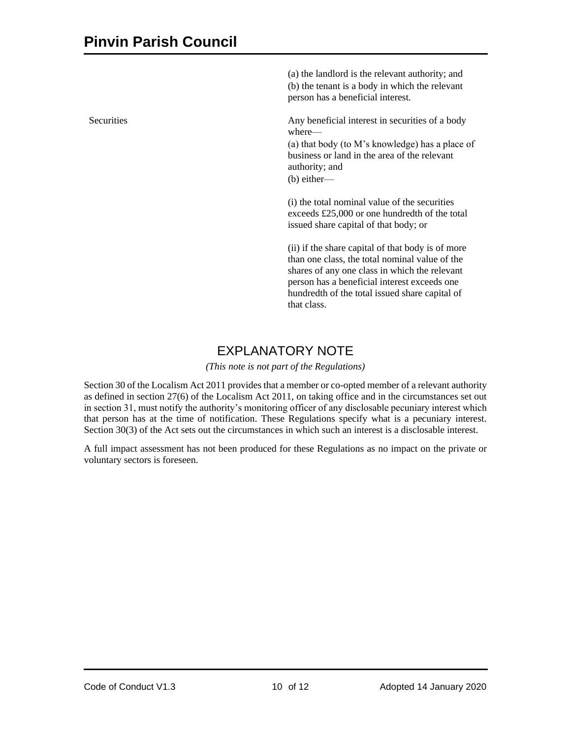| | |
|---|---|
| | (a) the landlord is the relevant authority; and<br>(b) the tenant is a body in which the relevant person has a beneficial interest. |
| Securities | Any beneficial interest in securities of a body where—<br>(a) that body (to M's knowledge) has a place of business or land in the area of the relevant authority; and<br>(b) either—<br><br>(i) the total nominal value of the securities exceeds £25,000 or one hundredth of the total issued share capital of that body; or<br><br>(ii) if the share capital of that body is of more than one class, the total nominal value of the shares of any one class in which the relevant person has a beneficial interest exceeds one hundredth of the total issued share capital of that class. |

## EXPLANATORY NOTE

*(This note is not part of the Regulations)*

Section 30 of the Localism Act 2011 provides that a member or co-opted member of a relevant authority as defined in section 27(6) of the Localism Act 2011, on taking office and in the circumstances set out in section 31, must notify the authority's monitoring officer of any disclosable pecuniary interest which that person has at the time of notification. These Regulations specify what is a pecuniary interest. Section 30(3) of the Act sets out the circumstances in which such an interest is a disclosable interest.

A full impact assessment has not been produced for these Regulations as no impact on the private or voluntary sectors is foreseen.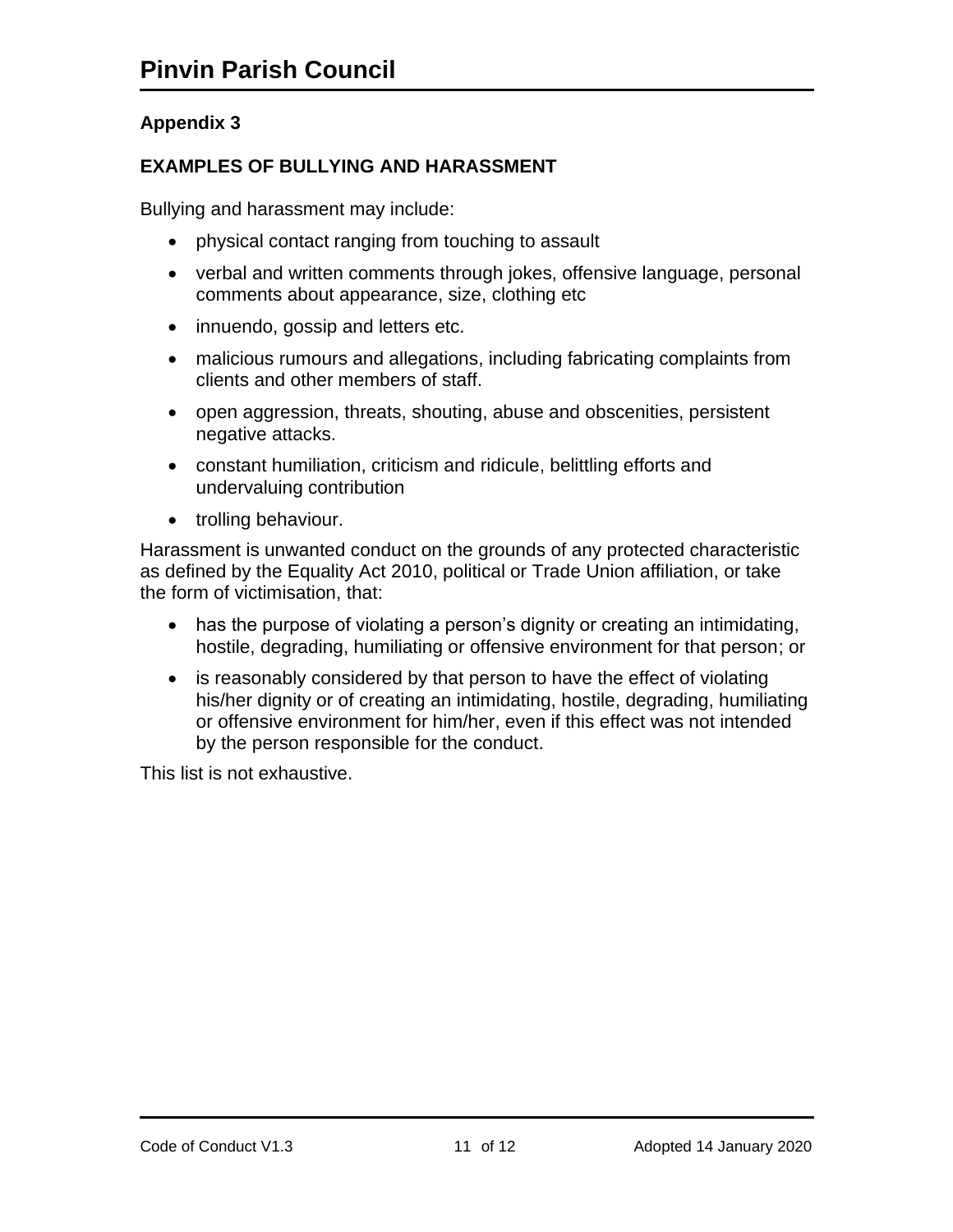## Appendix 3

### EXAMPLES OF BULLYING AND HARASSMENT

Bullying and harassment may include:

- physical contact ranging from touching to assault
- verbal and written comments through jokes, offensive language, personal comments about appearance, size, clothing etc
- innuendo, gossip and letters etc.
- malicious rumours and allegations, including fabricating complaints from clients and other members of staff.
- open aggression, threats, shouting, abuse and obscenities, persistent negative attacks.
- constant humiliation, criticism and ridicule, belittling efforts and undervaluing contribution
- trolling behaviour.

Harassment is unwanted conduct on the grounds of any protected characteristic as defined by the Equality Act 2010, political or Trade Union affiliation, or take the form of victimisation, that:

- has the purpose of violating a person's dignity or creating an intimidating, hostile, degrading, humiliating or offensive environment for that person; or
- is reasonably considered by that person to have the effect of violating his/her dignity or of creating an intimidating, hostile, degrading, humiliating or offensive environment for him/her, even if this effect was not intended by the person responsible for the conduct.

This list is not exhaustive.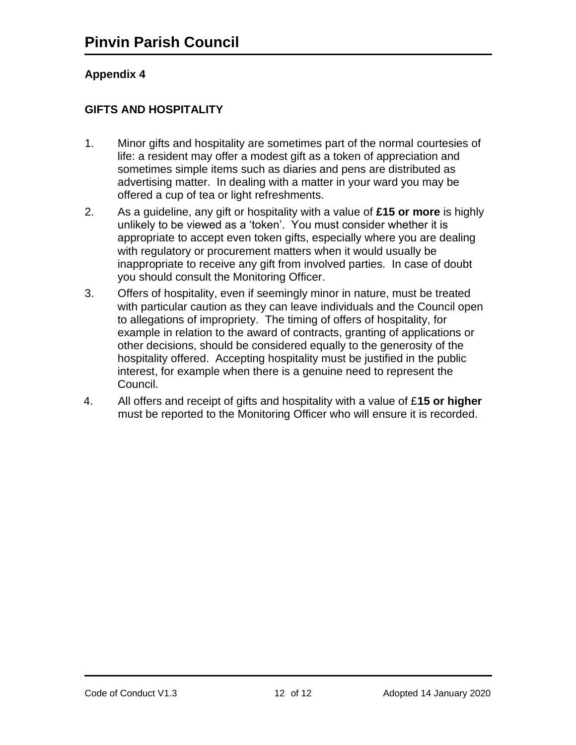# Pinvin Parish Council

## Appendix 4

### GIFTS AND HOSPITALITY

1. Minor gifts and hospitality are sometimes part of the normal courtesies of life: a resident may offer a modest gift as a token of appreciation and sometimes simple items such as diaries and pens are distributed as advertising matter. In dealing with a matter in your ward you may be offered a cup of tea or light refreshments.
2. As a guideline, any gift or hospitality with a value of **£15 or more** is highly unlikely to be viewed as a 'token'. You must consider whether it is appropriate to accept even token gifts, especially where you are dealing with regulatory or procurement matters when it would usually be inappropriate to receive any gift from involved parties. In case of doubt you should consult the Monitoring Officer.
3. Offers of hospitality, even if seemingly minor in nature, must be treated with particular caution as they can leave individuals and the Council open to allegations of impropriety. The timing of offers of hospitality, for example in relation to the award of contracts, granting of applications or other decisions, should be considered equally to the generosity of the hospitality offered. Accepting hospitality must be justified in the public interest, for example when there is a genuine need to represent the Council.
4. All offers and receipt of gifts and hospitality with a value of £**15 or higher** must be reported to the Monitoring Officer who will ensure it is recorded.